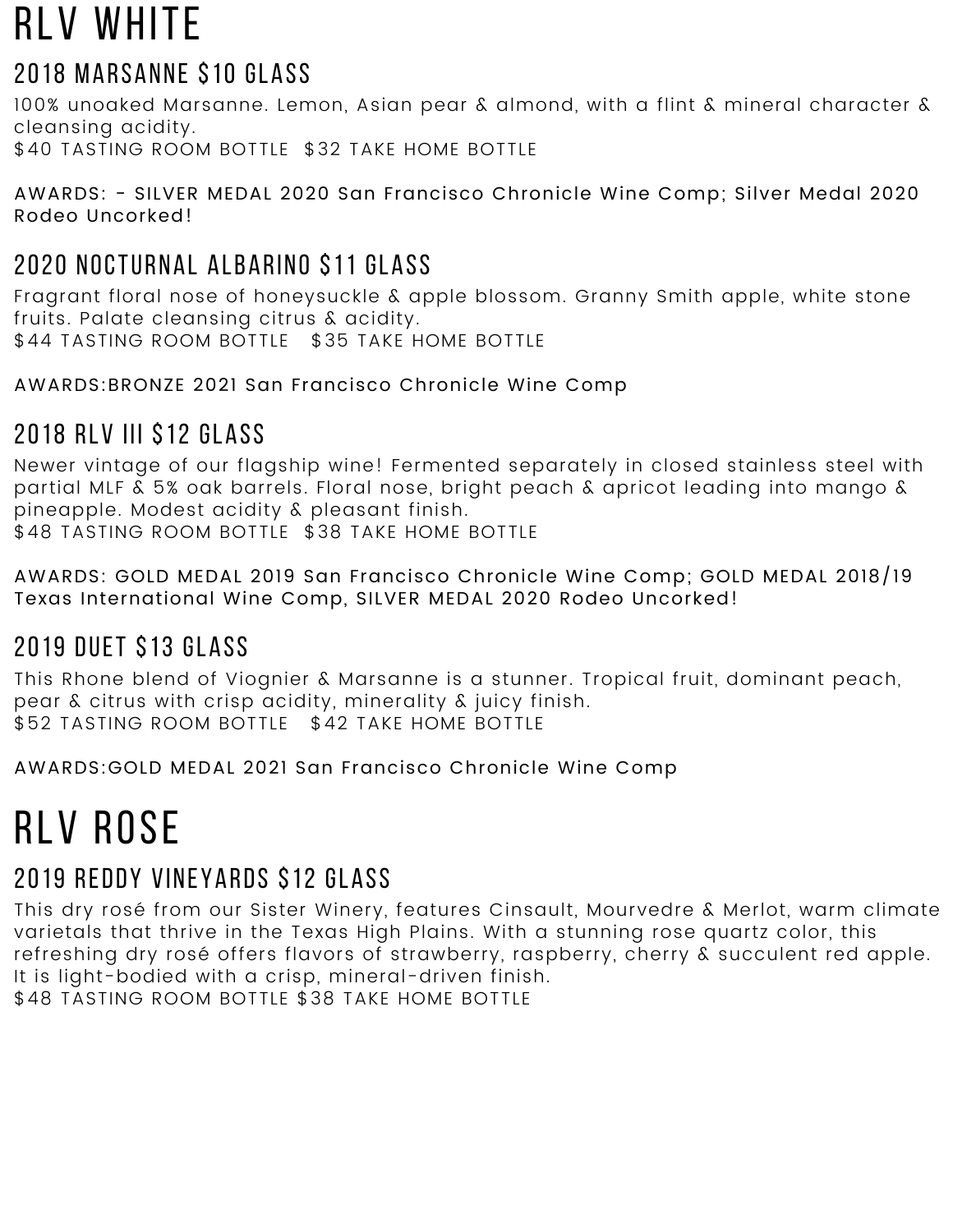# RLV WHITE

## 2018 MARSANNE $10 GLASS

100% unoaked Marsanne. Lemon, Asian pear & almond, with a flint & mineral character & cleansing acidity.
$40 TASTING ROOM BOTTLE  $32 TAKE HOME BOTTLE

AWARDS: - SILVER MEDAL 2020 San Francisco Chronicle Wine Comp; Silver Medal 2020 Rodeo Uncorked!

## 2020 NOCTURNAL ALBARINO $11 GLASS

Fragrant floral nose of honeysuckle & apple blossom. Granny Smith apple, white stone fruits. Palate cleansing citrus & acidity.
$44 TASTING ROOM BOTTLE  $35 TAKE HOME BOTTLE

AWARDS:BRONZE 2021 San Francisco Chronicle Wine Comp

## 2018 RLV III $12 GLASS

Newer vintage of our flagship wine! Fermented separately in closed stainless steel with partial MLF & 5% oak barrels. Floral nose, bright peach & apricot leading into mango & pineapple. Modest acidity & pleasant finish.
$48 TASTING ROOM BOTTLE  $38 TAKE HOME BOTTLE

AWARDS: GOLD MEDAL 2019 San Francisco Chronicle Wine Comp; GOLD MEDAL 2018/19 Texas International Wine Comp, SILVER MEDAL 2020 Rodeo Uncorked!

## 2019 DUET $13 GLASS

This Rhone blend of Viognier & Marsanne is a stunner. Tropical fruit, dominant peach, pear & citrus with crisp acidity, minerality & juicy finish.
$52 TASTING ROOM BOTTLE  $42 TAKE HOME BOTTLE

AWARDS:GOLD MEDAL 2021 San Francisco Chronicle Wine Comp

# RLV ROSE

## 2019 REDDY VINEYARDS $12 GLASS

This dry rosé from our Sister Winery, features Cinsault, Mourvedre & Merlot, warm climate varietals that thrive in the Texas High Plains. With a stunning rose quartz color, this refreshing dry rosé offers flavors of strawberry, raspberry, cherry & succulent red apple. It is light-bodied with a crisp, mineral-driven finish.
$48 TASTING ROOM BOTTLE $38 TAKE HOME BOTTLE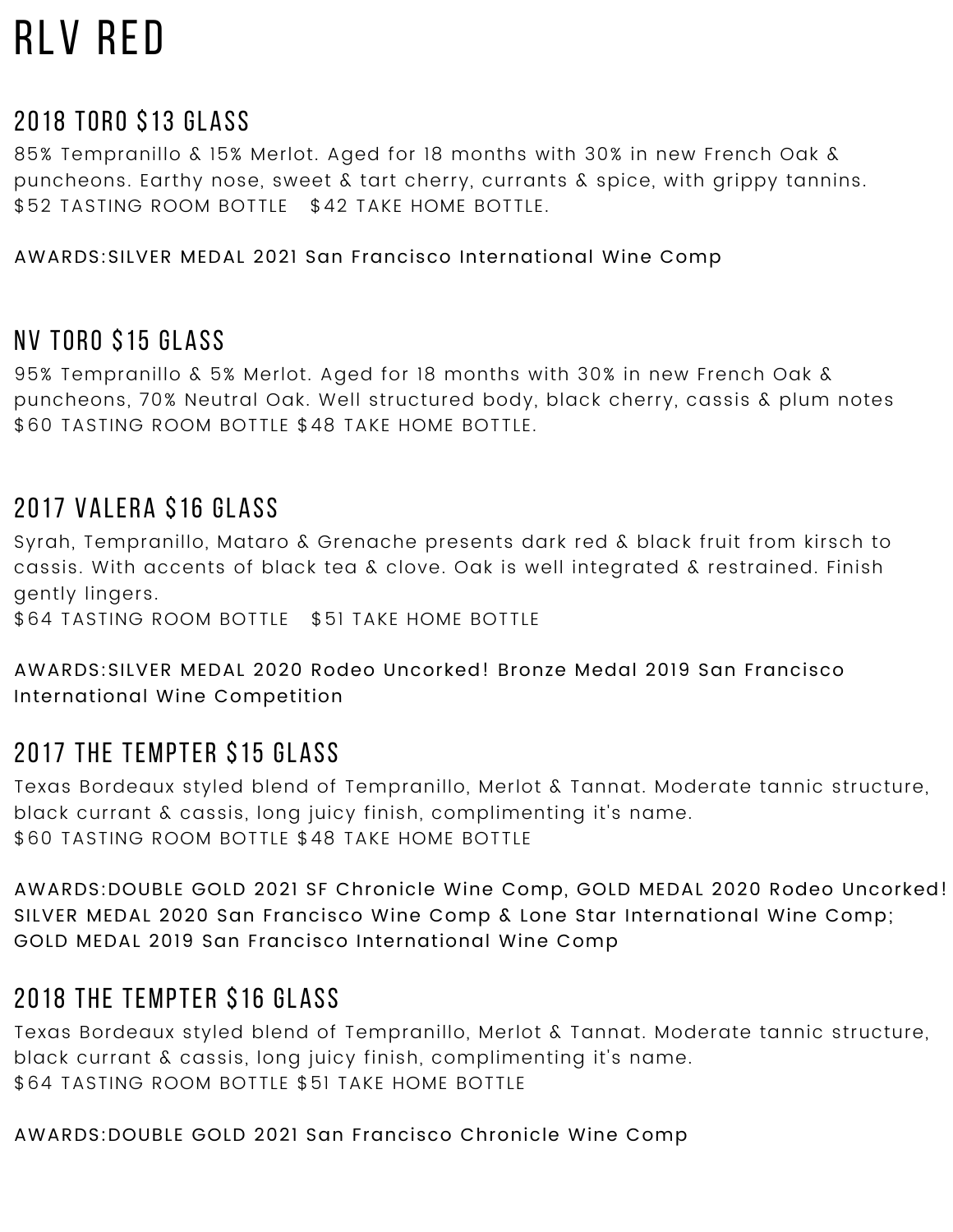# RLV RED

## 2018 TORO $13 GLASS

85% Tempranillo & 15% Merlot. Aged for 18 months with 30% in new French Oak & puncheons. Earthy nose, sweet & tart cherry, currants & spice, with grippy tannins.
$52 TASTING ROOM BOTTLE   $42 TAKE HOME BOTTLE.

AWARDS:SILVER MEDAL 2021 San Francisco International Wine Comp

## NV TORO $15 GLASS

95% Tempranillo & 5% Merlot. Aged for 18 months with 30% in new French Oak & puncheons, 70% Neutral Oak. Well structured body, black cherry, cassis & plum notes
$60 TASTING ROOM BOTTLE $48 TAKE HOME BOTTLE.

## 2017 VALERA $16 GLASS

Syrah, Tempranillo, Mataro & Grenache presents dark red & black fruit from kirsch to cassis. With accents of black tea & clove. Oak is well integrated & restrained. Finish gently lingers.
$64 TASTING ROOM BOTTLE   $51 TAKE HOME BOTTLE

AWARDS:SILVER MEDAL 2020 Rodeo Uncorked! Bronze Medal 2019 San Francisco International Wine Competition

## 2017 THE TEMPTER $15 GLASS

Texas Bordeaux styled blend of Tempranillo, Merlot & Tannat. Moderate tannic structure, black currant & cassis, long juicy finish, complimenting it's name.
$60 TASTING ROOM BOTTLE $48 TAKE HOME BOTTLE

AWARDS:DOUBLE GOLD 2021 SF Chronicle Wine Comp, GOLD MEDAL 2020 Rodeo Uncorked! SILVER MEDAL 2020 San Francisco Wine Comp & Lone Star International Wine Comp; GOLD MEDAL 2019 San Francisco International Wine Comp

## 2018 THE TEMPTER $16 GLASS

Texas Bordeaux styled blend of Tempranillo, Merlot & Tannat. Moderate tannic structure, black currant & cassis, long juicy finish, complimenting it's name.
$64 TASTING ROOM BOTTLE $51 TAKE HOME BOTTLE

AWARDS:DOUBLE GOLD 2021 San Francisco Chronicle Wine Comp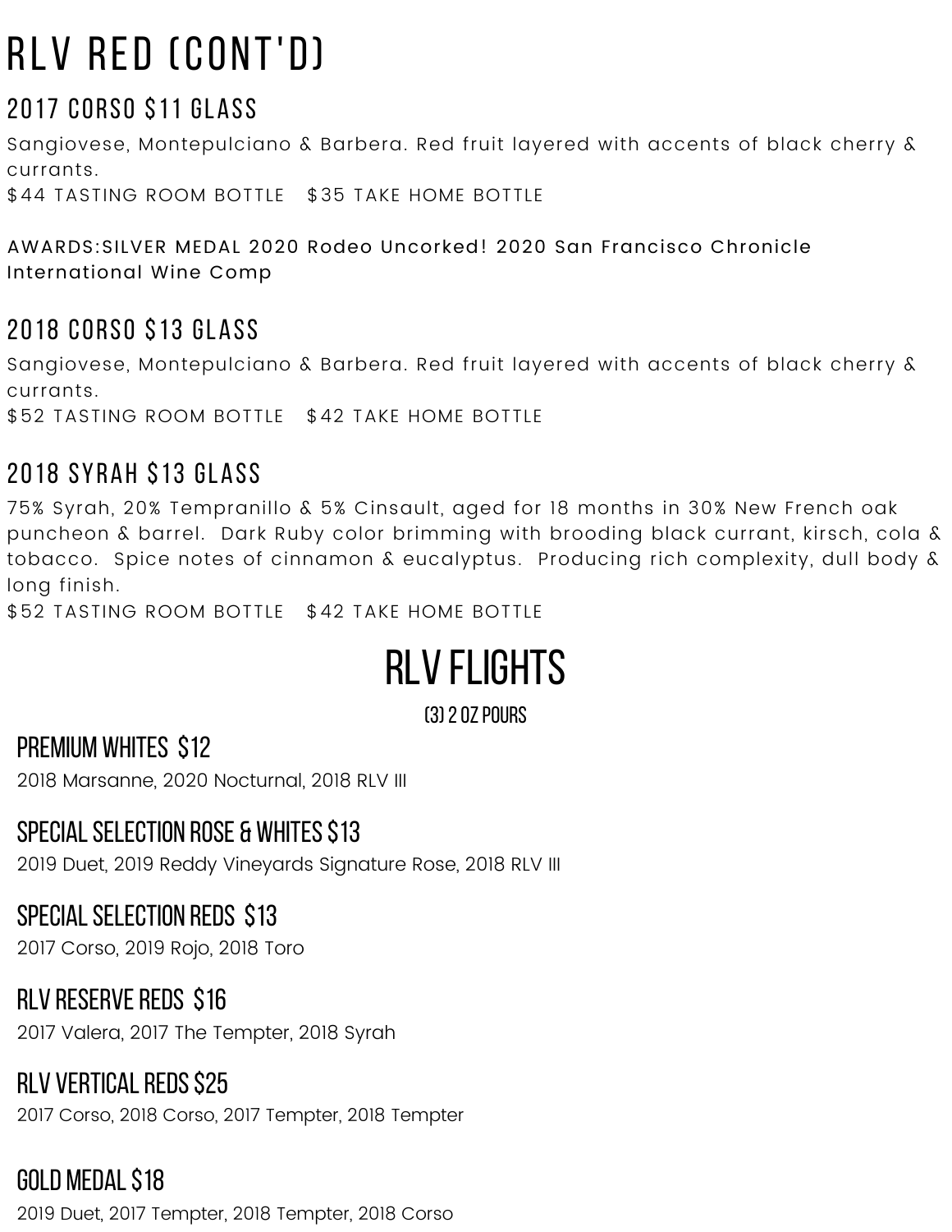# RLV RED (CONT'D)

## 2017 CORSO $11 GLASS

Sangiovese, Montepulciano & Barbera. Red fruit layered with accents of black cherry & currants.

$44 TASTING ROOM BOTTLE   $35 TAKE HOME BOTTLE

AWARDS:SILVER MEDAL 2020 Rodeo Uncorked! 2020 San Francisco Chronicle International Wine Comp

## 2018 CORSO $13 GLASS

Sangiovese, Montepulciano & Barbera. Red fruit layered with accents of black cherry & currants.

$52 TASTING ROOM BOTTLE   $42 TAKE HOME BOTTLE

## 2018 SYRAH $13 GLASS

75% Syrah, 20% Tempranillo & 5% Cinsault, aged for 18 months in 30% New French oak puncheon & barrel. Dark Ruby color brimming with brooding black currant, kirsch, cola & tobacco. Spice notes of cinnamon & eucalyptus. Producing rich complexity, dull body & long finish.

$52 TASTING ROOM BOTTLE   $42 TAKE HOME BOTTLE

# RLV FLIGHTS

(3) 2 OZ POURS

## PREMIUM WHITES $12

2018 Marsanne, 2020 Nocturnal, 2018 RLV III

## SPECIAL SELECTION ROSE & WHITES $13

2019 Duet, 2019 Reddy Vineyards Signature Rose, 2018 RLV III

## SPECIAL SELECTION REDS $13

2017 Corso, 2019 Rojo, 2018 Toro

## RLV RESERVE REDS $16

2017 Valera, 2017 The Tempter, 2018 Syrah

## RLV VERTICAL REDS $25

2017 Corso, 2018 Corso, 2017 Tempter, 2018 Tempter

## GOLD MEDAL $18

2019 Duet, 2017 Tempter, 2018 Tempter, 2018 Corso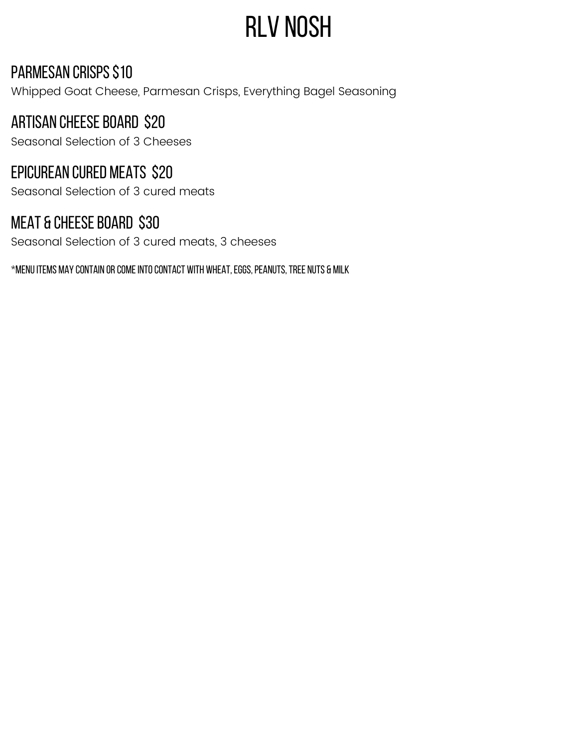# RLV NOSH

## PARMESAN CRISPS $10

Whipped Goat Cheese, Parmesan Crisps, Everything Bagel Seasoning

## ARTISAN CHEESE BOARD $20

Seasonal Selection of 3 Cheeses

## EPICUREAN CURED MEATS $20

Seasonal Selection of 3 cured meats

## MEAT & CHEESE BOARD $30

Seasonal Selection of 3 cured meats, 3 cheeses

*MENU ITEMS MAY CONTAIN OR COME INTO CONTACT WITH WHEAT, EGGS, PEANUTS, TREE NUTS & MILK